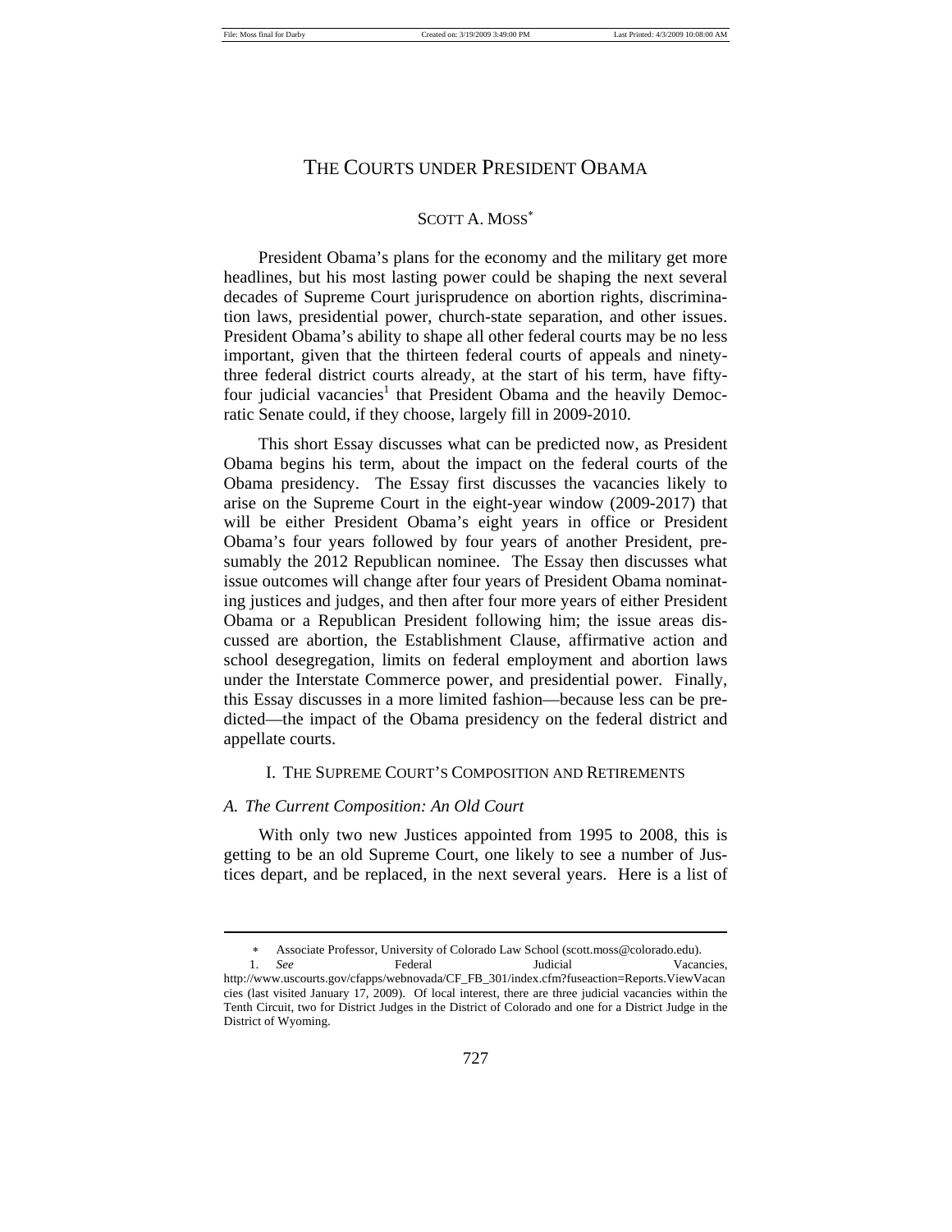# THE COURTS UNDER PRESIDENT OBAMA

SCOTT A. MOSS*

President Obama's plans for the economy and the military get more headlines, but his most lasting power could be shaping the next several decades of Supreme Court jurisprudence on abortion rights, discrimination laws, presidential power, church-state separation, and other issues. President Obama's ability to shape all other federal courts may be no less important, given that the thirteen federal courts of appeals and ninety-three federal district courts already, at the start of his term, have fifty-four judicial vacancies[1] that President Obama and the heavily Democratic Senate could, if they choose, largely fill in 2009-2010.

This short Essay discusses what can be predicted now, as President Obama begins his term, about the impact on the federal courts of the Obama presidency. The Essay first discusses the vacancies likely to arise on the Supreme Court in the eight-year window (2009-2017) that will be either President Obama's eight years in office or President Obama's four years followed by four years of another President, presumably the 2012 Republican nominee. The Essay then discusses what issue outcomes will change after four years of President Obama nominating justices and judges, and then after four more years of either President Obama or a Republican President following him; the issue areas discussed are abortion, the Establishment Clause, affirmative action and school desegregation, limits on federal employment and abortion laws under the Interstate Commerce power, and presidential power. Finally, this Essay discusses in a more limited fashion—because less can be predicted—the impact of the Obama presidency on the federal district and appellate courts.

## I. THE SUPREME COURT'S COMPOSITION AND RETIREMENTS

### *A. The Current Composition: An Old Court*

With only two new Justices appointed from 1995 to 2008, this is getting to be an old Supreme Court, one likely to see a number of Justices depart, and be replaced, in the next several years. Here is a list of

---

* Associate Professor, University of Colorado Law School (scott.moss@colorado.edu).

1. *See* Federal Judicial Vacancies, http://www.uscourts.gov/cfapps/webnovada/CF_FB_301/index.cfm?fuseaction=Reports.ViewVacancies (last visited January 17, 2009). Of local interest, there are three judicial vacancies within the Tenth Circuit, two for District Judges in the District of Colorado and one for a District Judge in the District of Wyoming.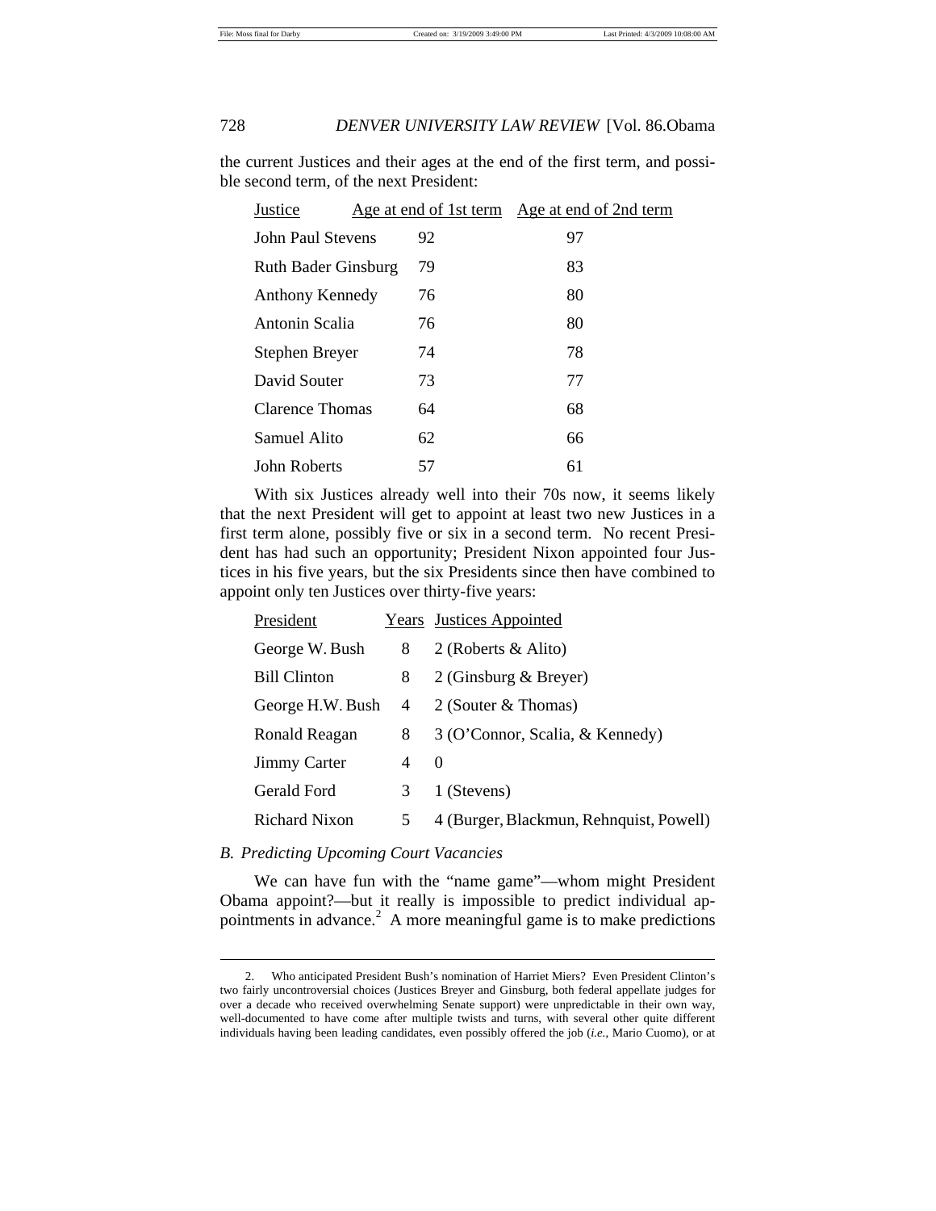the current Justices and their ages at the end of the first term, and possible second term, of the next President:

| Justice | Age at end of 1st term | Age at end of 2nd term |
|---|---|---|
| John Paul Stevens | 92 | 97 |
| Ruth Bader Ginsburg | 79 | 83 |
| Anthony Kennedy | 76 | 80 |
| Antonin Scalia | 76 | 80 |
| Stephen Breyer | 74 | 78 |
| David Souter | 73 | 77 |
| Clarence Thomas | 64 | 68 |
| Samuel Alito | 62 | 66 |
| John Roberts | 57 | 61 |

With six Justices already well into their 70s now, it seems likely that the next President will get to appoint at least two new Justices in a first term alone, possibly five or six in a second term. No recent President has had such an opportunity; President Nixon appointed four Justices in his five years, but the six Presidents since then have combined to appoint only ten Justices over thirty-five years:

| President | Years | Justices Appointed |
|---|---|---|
| George W. Bush | 8 | 2 (Roberts & Alito) |
| Bill Clinton | 8 | 2 (Ginsburg & Breyer) |
| George H.W. Bush | 4 | 2 (Souter & Thomas) |
| Ronald Reagan | 8 | 3 (O'Connor, Scalia, & Kennedy) |
| Jimmy Carter | 4 | 0 |
| Gerald Ford | 3 | 1 (Stevens) |
| Richard Nixon | 5 | 4 (Burger, Blackmun, Rehnquist, Powell) |

### *B. Predicting Upcoming Court Vacancies*

We can have fun with the "name game"—whom might President Obama appoint?—but it really is impossible to predict individual appointments in advance.[2] A more meaningful game is to make predictions

2. Who anticipated President Bush's nomination of Harriet Miers? Even President Clinton's two fairly uncontroversial choices (Justices Breyer and Ginsburg, both federal appellate judges for over a decade who received overwhelming Senate support) were unpredictable in their own way, well-documented to have come after multiple twists and turns, with several other quite different individuals having been leading candidates, even possibly offered the job (*i.e.*, Mario Cuomo), or at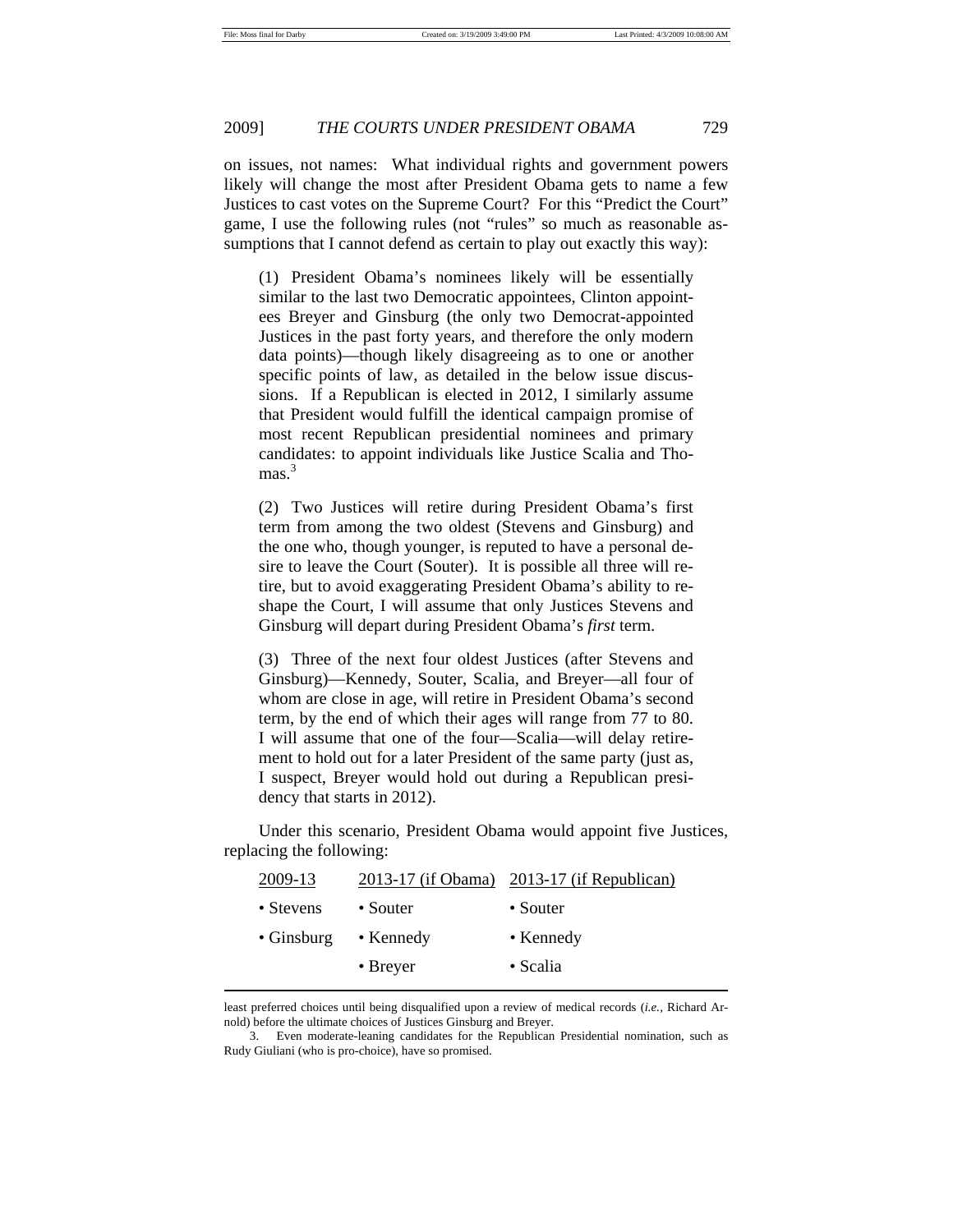on issues, not names: What individual rights and government powers likely will change the most after President Obama gets to name a few Justices to cast votes on the Supreme Court? For this "Predict the Court" game, I use the following rules (not "rules" so much as reasonable assumptions that I cannot defend as certain to play out exactly this way):

> (1) President Obama's nominees likely will be essentially similar to the last two Democratic appointees, Clinton appointees Breyer and Ginsburg (the only two Democrat-appointed Justices in the past forty years, and therefore the only modern data points)—though likely disagreeing as to one or another specific points of law, as detailed in the below issue discussions. If a Republican is elected in 2012, I similarly assume that President would fulfill the identical campaign promise of most recent Republican presidential nominees and primary candidates: to appoint individuals like Justice Scalia and Thomas.[3]
>
> (2) Two Justices will retire during President Obama's first term from among the two oldest (Stevens and Ginsburg) and the one who, though younger, is reputed to have a personal desire to leave the Court (Souter). It is possible all three will retire, but to avoid exaggerating President Obama's ability to reshape the Court, I will assume that only Justices Stevens and Ginsburg will depart during President Obama's *first* term.
>
> (3) Three of the next four oldest Justices (after Stevens and Ginsburg)—Kennedy, Souter, Scalia, and Breyer—all four of whom are close in age, will retire in President Obama's second term, by the end of which their ages will range from 77 to 80. I will assume that one of the four—Scalia—will delay retirement to hold out for a later President of the same party (just as, I suspect, Breyer would hold out during a Republican presidency that starts in 2012).

Under this scenario, President Obama would appoint five Justices, replacing the following:

| 2009-13 | 2013-17 (if Obama) | 2013-17 (if Republican) |
|---|---|---|
| • Stevens | • Souter | • Souter |
| • Ginsburg | • Kennedy | • Kennedy |
| | • Breyer | • Scalia |

least preferred choices until being disqualified upon a review of medical records (*i.e.*, Richard Arnold) before the ultimate choices of Justices Ginsburg and Breyer.

3. Even moderate-leaning candidates for the Republican Presidential nomination, such as Rudy Giuliani (who is pro-choice), have so promised.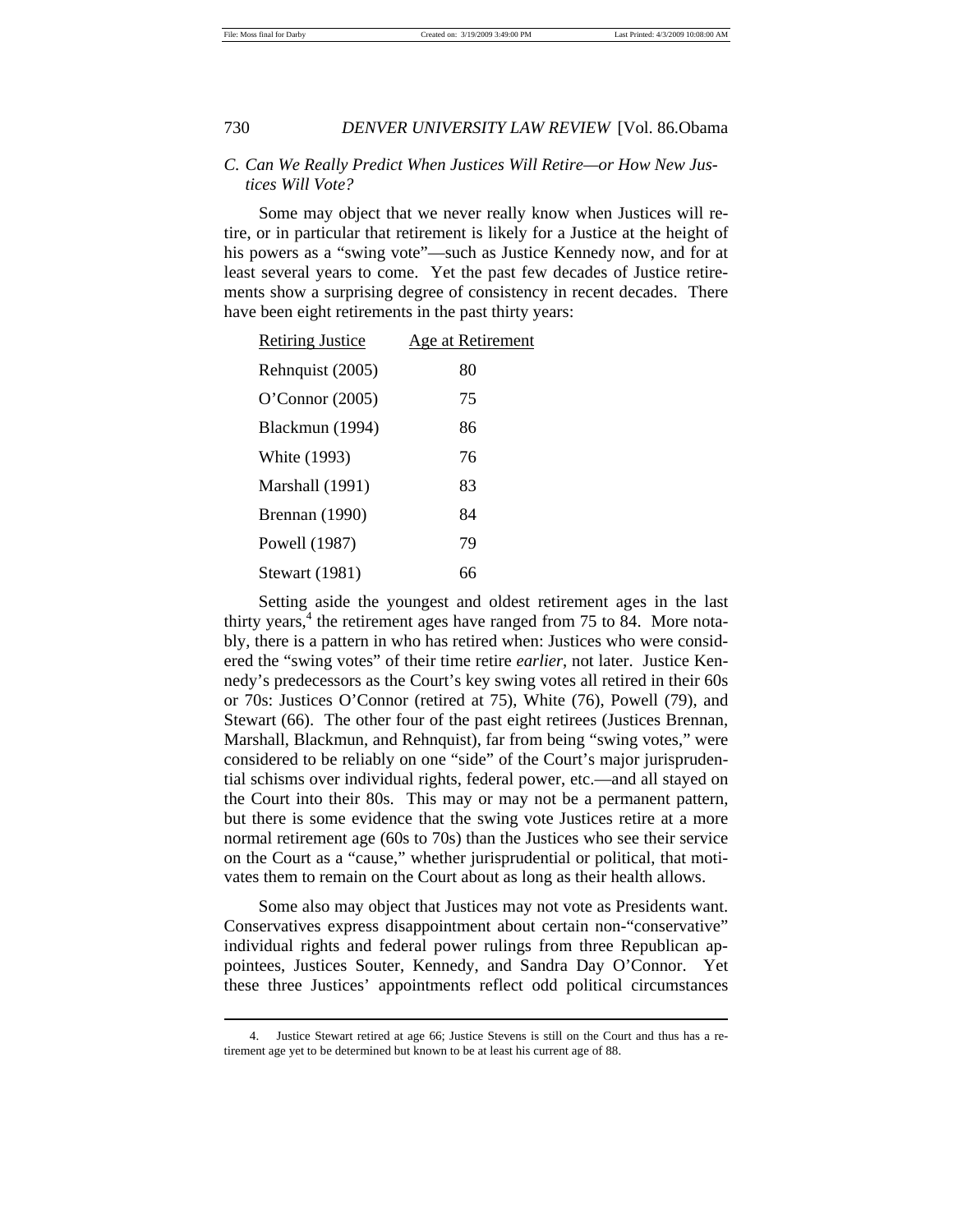### C. Can We Really Predict When Justices Will Retire—or How New Justices Will Vote?

Some may object that we never really know when Justices will retire, or in particular that retirement is likely for a Justice at the height of his powers as a "swing vote"—such as Justice Kennedy now, and for at least several years to come. Yet the past few decades of Justice retirements show a surprising degree of consistency in recent decades. There have been eight retirements in the past thirty years:

| Retiring Justice | Age at Retirement |
|---|---|
| Rehnquist (2005) | 80 |
| O'Connor (2005) | 75 |
| Blackmun (1994) | 86 |
| White (1993) | 76 |
| Marshall (1991) | 83 |
| Brennan (1990) | 84 |
| Powell (1987) | 79 |
| Stewart (1981) | 66 |

Setting aside the youngest and oldest retirement ages in the last thirty years,[4] the retirement ages have ranged from 75 to 84. More notably, there is a pattern in who has retired when: Justices who were considered the "swing votes" of their time retire *earlier*, not later. Justice Kennedy's predecessors as the Court's key swing votes all retired in their 60s or 70s: Justices O'Connor (retired at 75), White (76), Powell (79), and Stewart (66). The other four of the past eight retirees (Justices Brennan, Marshall, Blackmun, and Rehnquist), far from being "swing votes," were considered to be reliably on one "side" of the Court's major jurisprudential schisms over individual rights, federal power, etc.—and all stayed on the Court into their 80s. This may or may not be a permanent pattern, but there is some evidence that the swing vote Justices retire at a more normal retirement age (60s to 70s) than the Justices who see their service on the Court as a "cause," whether jurisprudential or political, that motivates them to remain on the Court about as long as their health allows.

Some also may object that Justices may not vote as Presidents want. Conservatives express disappointment about certain non-"conservative" individual rights and federal power rulings from three Republican appointees, Justices Souter, Kennedy, and Sandra Day O'Connor. Yet these three Justices' appointments reflect odd political circumstances

---

4. Justice Stewart retired at age 66; Justice Stevens is still on the Court and thus has a retirement age yet to be determined but known to be at least his current age of 88.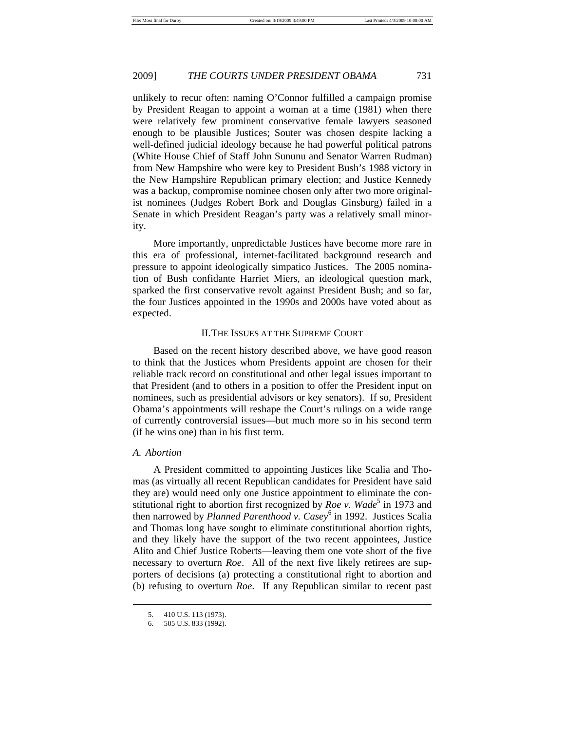unlikely to recur often: naming O'Connor fulfilled a campaign promise by President Reagan to appoint a woman at a time (1981) when there were relatively few prominent conservative female lawyers seasoned enough to be plausible Justices; Souter was chosen despite lacking a well-defined judicial ideology because he had powerful political patrons (White House Chief of Staff John Sununu and Senator Warren Rudman) from New Hampshire who were key to President Bush's 1988 victory in the New Hampshire Republican primary election; and Justice Kennedy was a backup, compromise nominee chosen only after two more originalist nominees (Judges Robert Bork and Douglas Ginsburg) failed in a Senate in which President Reagan's party was a relatively small minority.

More importantly, unpredictable Justices have become more rare in this era of professional, internet-facilitated background research and pressure to appoint ideologically simpatico Justices. The 2005 nomination of Bush confidante Harriet Miers, an ideological question mark, sparked the first conservative revolt against President Bush; and so far, the four Justices appointed in the 1990s and 2000s have voted about as expected.

## II. The Issues at the Supreme Court

Based on the recent history described above, we have good reason to think that the Justices whom Presidents appoint are chosen for their reliable track record on constitutional and other legal issues important to that President (and to others in a position to offer the President input on nominees, such as presidential advisors or key senators). If so, President Obama's appointments will reshape the Court's rulings on a wide range of currently controversial issues—but much more so in his second term (if he wins one) than in his first term.

### *A. Abortion*

A President committed to appointing Justices like Scalia and Thomas (as virtually all recent Republican candidates for President have said they are) would need only one Justice appointment to eliminate the constitutional right to abortion first recognized by *Roe v. Wade*[5] in 1973 and then narrowed by *Planned Parenthood v. Casey*[6] in 1992. Justices Scalia and Thomas long have sought to eliminate constitutional abortion rights, and they likely have the support of the two recent appointees, Justice Alito and Chief Justice Roberts—leaving them one vote short of the five necessary to overturn *Roe*. All of the next five likely retirees are supporters of decisions (a) protecting a constitutional right to abortion and (b) refusing to overturn *Roe*. If any Republican similar to recent past

5. 410 U.S. 113 (1973).
6. 505 U.S. 833 (1992).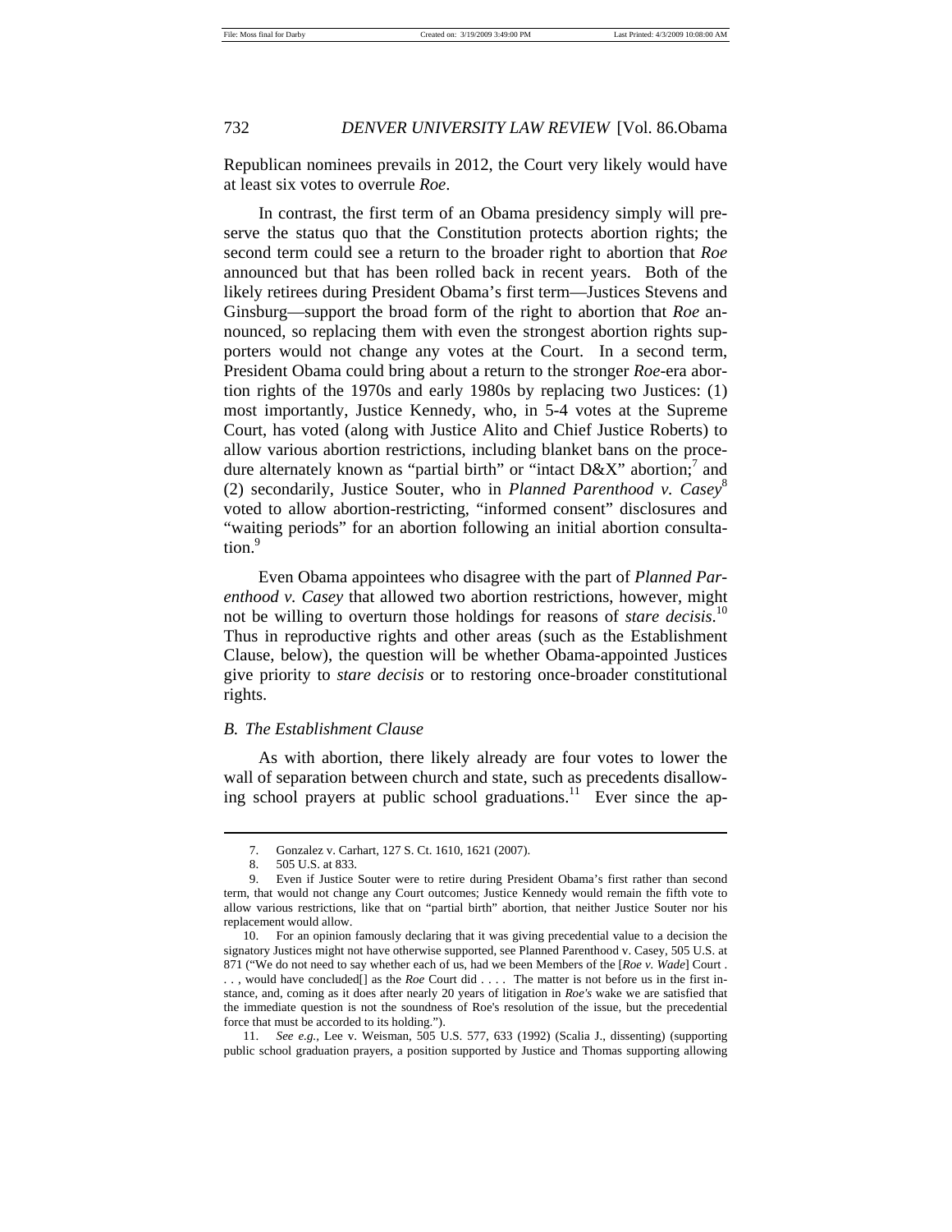Republican nominees prevails in 2012, the Court very likely would have at least six votes to overrule *Roe*.

In contrast, the first term of an Obama presidency simply will preserve the status quo that the Constitution protects abortion rights; the second term could see a return to the broader right to abortion that *Roe* announced but that has been rolled back in recent years. Both of the likely retirees during President Obama's first term—Justices Stevens and Ginsburg—support the broad form of the right to abortion that *Roe* announced, so replacing them with even the strongest abortion rights supporters would not change any votes at the Court. In a second term, President Obama could bring about a return to the stronger *Roe*-era abortion rights of the 1970s and early 1980s by replacing two Justices: (1) most importantly, Justice Kennedy, who, in 5-4 votes at the Supreme Court, has voted (along with Justice Alito and Chief Justice Roberts) to allow various abortion restrictions, including blanket bans on the procedure alternately known as "partial birth" or "intact D&X" abortion;[7] and (2) secondarily, Justice Souter, who in *Planned Parenthood v. Casey*[8] voted to allow abortion-restricting, "informed consent" disclosures and "waiting periods" for an abortion following an initial abortion consultation.[9]

Even Obama appointees who disagree with the part of *Planned Parenthood v. Casey* that allowed two abortion restrictions, however, might not be willing to overturn those holdings for reasons of *stare decisis*.[10] Thus in reproductive rights and other areas (such as the Establishment Clause, below), the question will be whether Obama-appointed Justices give priority to *stare decisis* or to restoring once-broader constitutional rights.

### *B. The Establishment Clause*

As with abortion, there likely already are four votes to lower the wall of separation between church and state, such as precedents disallowing school prayers at public school graduations.[11] Ever since the ap-

---

7. Gonzalez v. Carhart, 127 S. Ct. 1610, 1621 (2007).

8. 505 U.S. at 833.

9. Even if Justice Souter were to retire during President Obama's first rather than second term, that would not change any Court outcomes; Justice Kennedy would remain the fifth vote to allow various restrictions, like that on "partial birth" abortion, that neither Justice Souter nor his replacement would allow.

10. For an opinion famously declaring that it was giving precedential value to a decision the signatory Justices might not have otherwise supported, see Planned Parenthood v. Casey, 505 U.S. at 871 ("We do not need to say whether each of us, had we been Members of the [*Roe v. Wade*] Court . . . , would have concluded[] as the *Roe* Court did . . . . The matter is not before us in the first instance, and, coming as it does after nearly 20 years of litigation in *Roe's* wake we are satisfied that the immediate question is not the soundness of Roe's resolution of the issue, but the precedential force that must be accorded to its holding.").

11. *See e.g.*, Lee v. Weisman, 505 U.S. 577, 633 (1992) (Scalia J., dissenting) (supporting public school graduation prayers, a position supported by Justice and Thomas supporting allowing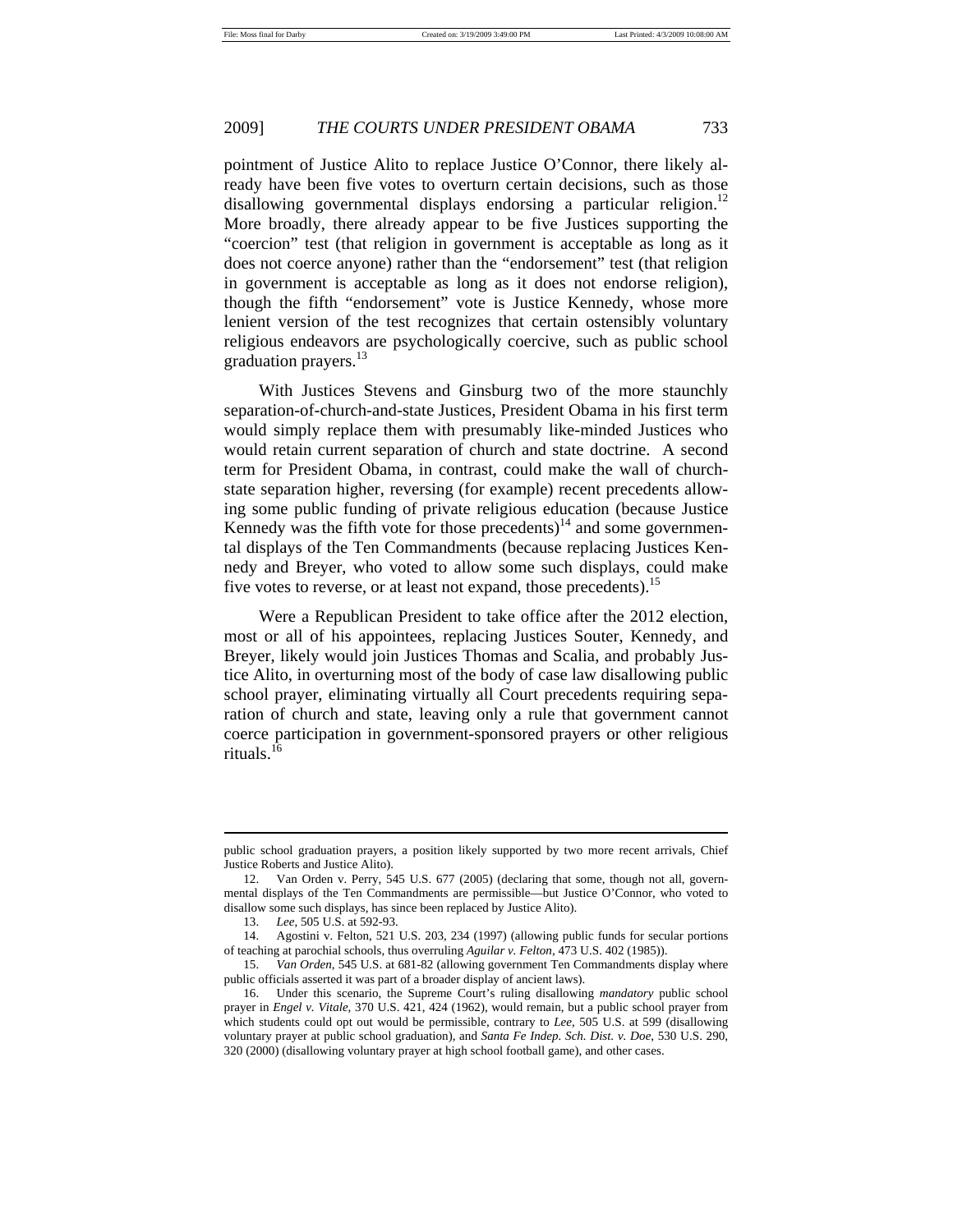pointment of Justice Alito to replace Justice O'Connor, there likely already have been five votes to overturn certain decisions, such as those disallowing governmental displays endorsing a particular religion.[12] More broadly, there already appear to be five Justices supporting the "coercion" test (that religion in government is acceptable as long as it does not coerce anyone) rather than the "endorsement" test (that religion in government is acceptable as long as it does not endorse religion), though the fifth "endorsement" vote is Justice Kennedy, whose more lenient version of the test recognizes that certain ostensibly voluntary religious endeavors are psychologically coercive, such as public school graduation prayers.[13]

With Justices Stevens and Ginsburg two of the more staunchly separation-of-church-and-state Justices, President Obama in his first term would simply replace them with presumably like-minded Justices who would retain current separation of church and state doctrine. A second term for President Obama, in contrast, could make the wall of church-state separation higher, reversing (for example) recent precedents allowing some public funding of private religious education (because Justice Kennedy was the fifth vote for those precedents)[14] and some governmental displays of the Ten Commandments (because replacing Justices Kennedy and Breyer, who voted to allow some such displays, could make five votes to reverse, or at least not expand, those precedents).[15]

Were a Republican President to take office after the 2012 election, most or all of his appointees, replacing Justices Souter, Kennedy, and Breyer, likely would join Justices Thomas and Scalia, and probably Justice Alito, in overturning most of the body of case law disallowing public school prayer, eliminating virtually all Court precedents requiring separation of church and state, leaving only a rule that government cannot coerce participation in government-sponsored prayers or other religious rituals.[16]

---

public school graduation prayers, a position likely supported by two more recent arrivals, Chief Justice Roberts and Justice Alito).

12. Van Orden v. Perry, 545 U.S. 677 (2005) (declaring that some, though not all, governmental displays of the Ten Commandments are permissible—but Justice O'Connor, who voted to disallow some such displays, has since been replaced by Justice Alito).

13. *Lee*, 505 U.S. at 592-93.

14. Agostini v. Felton, 521 U.S. 203, 234 (1997) (allowing public funds for secular portions of teaching at parochial schools, thus overruling *Aguilar v. Felton*, 473 U.S. 402 (1985)).

15. *Van Orden*, 545 U.S. at 681-82 (allowing government Ten Commandments display where public officials asserted it was part of a broader display of ancient laws).

16. Under this scenario, the Supreme Court's ruling disallowing *mandatory* public school prayer in *Engel v. Vitale*, 370 U.S. 421, 424 (1962), would remain, but a public school prayer from which students could opt out would be permissible, contrary to *Lee*, 505 U.S. at 599 (disallowing voluntary prayer at public school graduation), and *Santa Fe Indep. Sch. Dist. v. Doe*, 530 U.S. 290, 320 (2000) (disallowing voluntary prayer at high school football game), and other cases.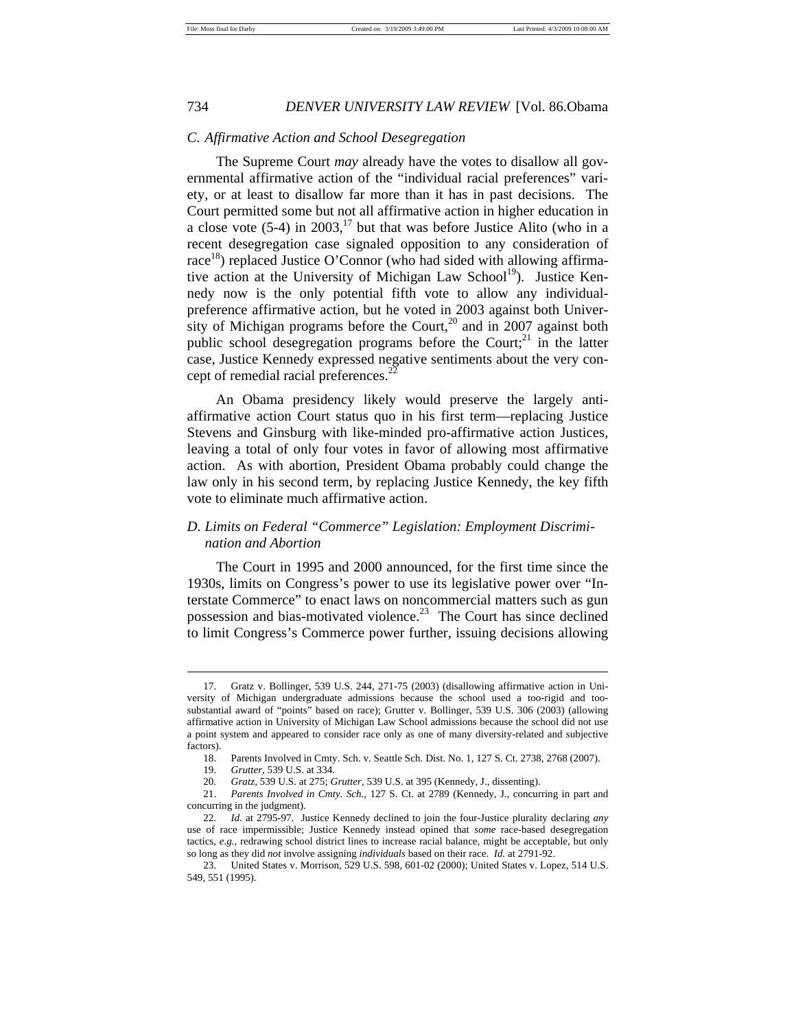### *C. Affirmative Action and School Desegregation*

The Supreme Court *may* already have the votes to disallow all governmental affirmative action of the "individual racial preferences" variety, or at least to disallow far more than it has in past decisions. The Court permitted some but not all affirmative action in higher education in a close vote (5-4) in 2003,[17] but that was before Justice Alito (who in a recent desegregation case signaled opposition to any consideration of race[18]) replaced Justice O'Connor (who had sided with allowing affirmative action at the University of Michigan Law School[19]). Justice Kennedy now is the only potential fifth vote to allow any individual-preference affirmative action, but he voted in 2003 against both University of Michigan programs before the Court,[20] and in 2007 against both public school desegregation programs before the Court;[21] in the latter case, Justice Kennedy expressed negative sentiments about the very concept of remedial racial preferences.[22]

An Obama presidency likely would preserve the largely anti-affirmative action Court status quo in his first term—replacing Justice Stevens and Ginsburg with like-minded pro-affirmative action Justices, leaving a total of only four votes in favor of allowing most affirmative action. As with abortion, President Obama probably could change the law only in his second term, by replacing Justice Kennedy, the key fifth vote to eliminate much affirmative action.

### *D. Limits on Federal "Commerce" Legislation: Employment Discrimination and Abortion*

The Court in 1995 and 2000 announced, for the first time since the 1930s, limits on Congress's power to use its legislative power over "Interstate Commerce" to enact laws on noncommercial matters such as gun possession and bias-motivated violence.[23] The Court has since declined to limit Congress's Commerce power further, issuing decisions allowing

---

17. Gratz v. Bollinger, 539 U.S. 244, 271-75 (2003) (disallowing affirmative action in University of Michigan undergraduate admissions because the school used a too-rigid and too-substantial award of "points" based on race); Grutter v. Bollinger, 539 U.S. 306 (2003) (allowing affirmative action in University of Michigan Law School admissions because the school did not use a point system and appeared to consider race only as one of many diversity-related and subjective factors).

18. Parents Involved in Cmty. Sch. v. Seattle Sch. Dist. No. 1, 127 S. Ct. 2738, 2768 (2007).

19. *Grutter*, 539 U.S. at 334.

20. *Gratz*, 539 U.S. at 275; *Grutter*, 539 U.S. at 395 (Kennedy, J., dissenting).

21. *Parents Involved in Cmty. Sch.*, 127 S. Ct. at 2789 (Kennedy, J., concurring in part and concurring in the judgment).

22. *Id.* at 2795-97. Justice Kennedy declined to join the four-Justice plurality declaring *any* use of race impermissible; Justice Kennedy instead opined that *some* race-based desegregation tactics, *e.g.*, redrawing school district lines to increase racial balance, might be acceptable, but only so long as they did *not* involve assigning *individuals* based on their race. *Id.* at 2791-92.

23. United States v. Morrison, 529 U.S. 598, 601-02 (2000); United States v. Lopez, 514 U.S. 549, 551 (1995).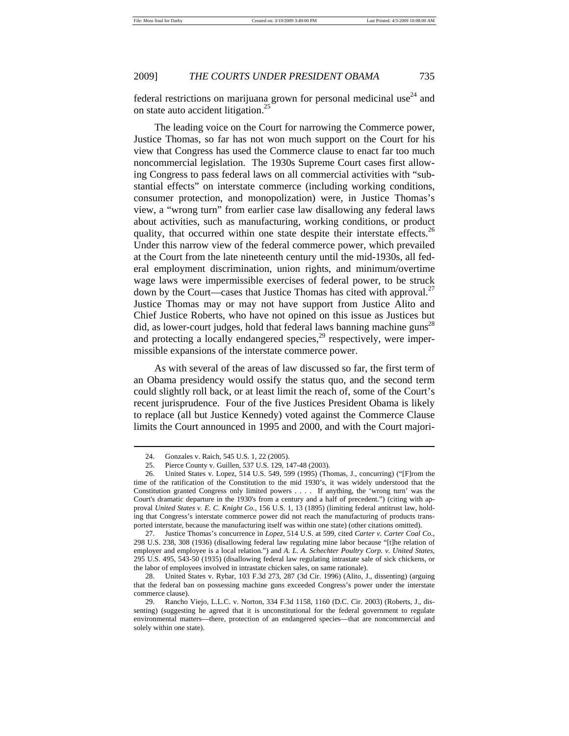federal restrictions on marijuana grown for personal medicinal use[24] and on state auto accident litigation.[25]

The leading voice on the Court for narrowing the Commerce power, Justice Thomas, so far has not won much support on the Court for his view that Congress has used the Commerce clause to enact far too much noncommercial legislation. The 1930s Supreme Court cases first allowing Congress to pass federal laws on all commercial activities with "substantial effects" on interstate commerce (including working conditions, consumer protection, and monopolization) were, in Justice Thomas's view, a "wrong turn" from earlier case law disallowing any federal laws about activities, such as manufacturing, working conditions, or product quality, that occurred within one state despite their interstate effects.[26] Under this narrow view of the federal commerce power, which prevailed at the Court from the late nineteenth century until the mid-1930s, all federal employment discrimination, union rights, and minimum/overtime wage laws were impermissible exercises of federal power, to be struck down by the Court—cases that Justice Thomas has cited with approval.[27] Justice Thomas may or may not have support from Justice Alito and Chief Justice Roberts, who have not opined on this issue as Justices but did, as lower-court judges, hold that federal laws banning machine guns[28] and protecting a locally endangered species,[29] respectively, were impermissible expansions of the interstate commerce power.

As with several of the areas of law discussed so far, the first term of an Obama presidency would ossify the status quo, and the second term could slightly roll back, or at least limit the reach of, some of the Court's recent jurisprudence. Four of the five Justices President Obama is likely to replace (all but Justice Kennedy) voted against the Commerce Clause limits the Court announced in 1995 and 2000, and with the Court majori-

---

24. Gonzales v. Raich, 545 U.S. 1, 22 (2005).

25. Pierce County v. Guillen, 537 U.S. 129, 147-48 (2003).

26. United States v. Lopez, 514 U.S. 549, 599 (1995) (Thomas, J., concurring) ("[F]rom the time of the ratification of the Constitution to the mid 1930's, it was widely understood that the Constitution granted Congress only limited powers . . . . If anything, the 'wrong turn' was the Court's dramatic departure in the 1930's from a century and a half of precedent.") (citing with approval *United States v. E. C. Knight Co.*, 156 U.S. 1, 13 (1895) (limiting federal antitrust law, holding that Congress's interstate commerce power did not reach the manufacturing of products transported interstate, because the manufacturing itself was within one state) (other citations omitted).

27. Justice Thomas's concurrence in *Lopez*, 514 U.S. at 599, cited *Carter v. Carter Coal Co.*, 298 U.S. 238, 308 (1936) (disallowing federal law regulating mine labor because "[t]he relation of employer and employee is a local relation.") and *A. L. A. Schechter Poultry Corp. v. United States*, 295 U.S. 495, 543-50 (1935) (disallowing federal law regulating intrastate sale of sick chickens, or the labor of employees involved in intrastate chicken sales, on same rationale).

28. United States v. Rybar, 103 F.3d 273, 287 (3d Cir. 1996) (Alito, J., dissenting) (arguing that the federal ban on possessing machine guns exceeded Congress's power under the interstate commerce clause).

29. Rancho Viejo, L.L.C. v. Norton, 334 F.3d 1158, 1160 (D.C. Cir. 2003) (Roberts, J., dissenting) (suggesting he agreed that it is unconstitutional for the federal government to regulate environmental matters—there, protection of an endangered species—that are noncommercial and solely within one state).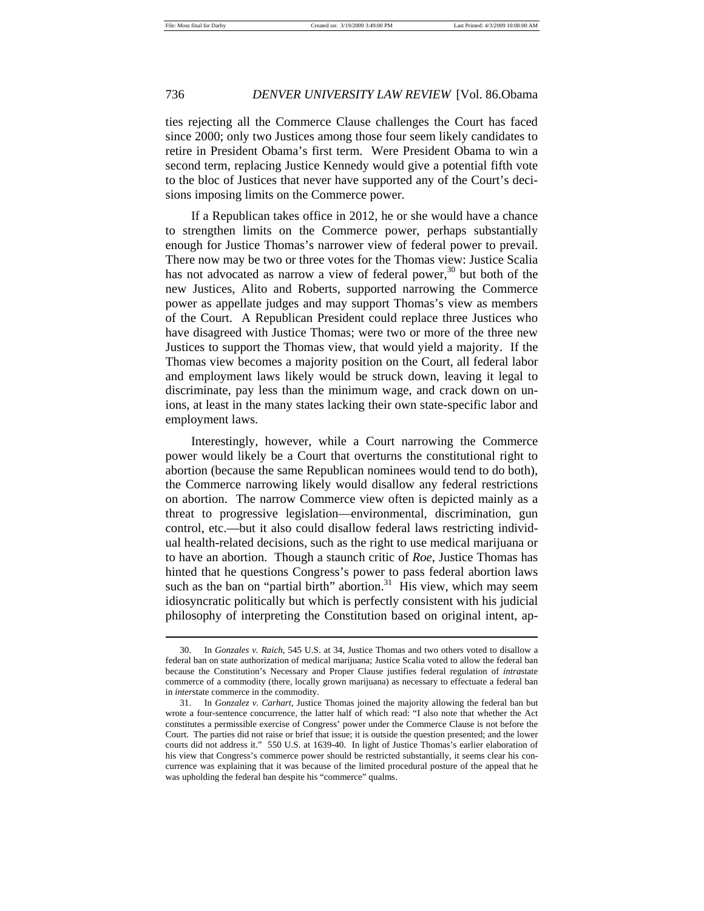ties rejecting all the Commerce Clause challenges the Court has faced since 2000; only two Justices among those four seem likely candidates to retire in President Obama's first term. Were President Obama to win a second term, replacing Justice Kennedy would give a potential fifth vote to the bloc of Justices that never have supported any of the Court's decisions imposing limits on the Commerce power.

If a Republican takes office in 2012, he or she would have a chance to strengthen limits on the Commerce power, perhaps substantially enough for Justice Thomas's narrower view of federal power to prevail. There now may be two or three votes for the Thomas view: Justice Scalia has not advocated as narrow a view of federal power,[30] but both of the new Justices, Alito and Roberts, supported narrowing the Commerce power as appellate judges and may support Thomas's view as members of the Court. A Republican President could replace three Justices who have disagreed with Justice Thomas; were two or more of the three new Justices to support the Thomas view, that would yield a majority. If the Thomas view becomes a majority position on the Court, all federal labor and employment laws likely would be struck down, leaving it legal to discriminate, pay less than the minimum wage, and crack down on unions, at least in the many states lacking their own state-specific labor and employment laws.

Interestingly, however, while a Court narrowing the Commerce power would likely be a Court that overturns the constitutional right to abortion (because the same Republican nominees would tend to do both), the Commerce narrowing likely would disallow any federal restrictions on abortion. The narrow Commerce view often is depicted mainly as a threat to progressive legislation—environmental, discrimination, gun control, etc.—but it also could disallow federal laws restricting individual health-related decisions, such as the right to use medical marijuana or to have an abortion. Though a staunch critic of *Roe*, Justice Thomas has hinted that he questions Congress's power to pass federal abortion laws such as the ban on "partial birth" abortion.[31] His view, which may seem idiosyncratic politically but which is perfectly consistent with his judicial philosophy of interpreting the Constitution based on original intent, ap-

---

30. In *Gonzales v. Raich*, 545 U.S. at 34, Justice Thomas and two others voted to disallow a federal ban on state authorization of medical marijuana; Justice Scalia voted to allow the federal ban because the Constitution's Necessary and Proper Clause justifies federal regulation of *intra*state commerce of a commodity (there, locally grown marijuana) as necessary to effectuate a federal ban in *inter*state commerce in the commodity.

31. In *Gonzalez v. Carhart*, Justice Thomas joined the majority allowing the federal ban but wrote a four-sentence concurrence, the latter half of which read: "I also note that whether the Act constitutes a permissible exercise of Congress' power under the Commerce Clause is not before the Court. The parties did not raise or brief that issue; it is outside the question presented; and the lower courts did not address it." 550 U.S. at 1639-40. In light of Justice Thomas's earlier elaboration of his view that Congress's commerce power should be restricted substantially, it seems clear his concurrence was explaining that it was because of the limited procedural posture of the appeal that he was upholding the federal ban despite his "commerce" qualms.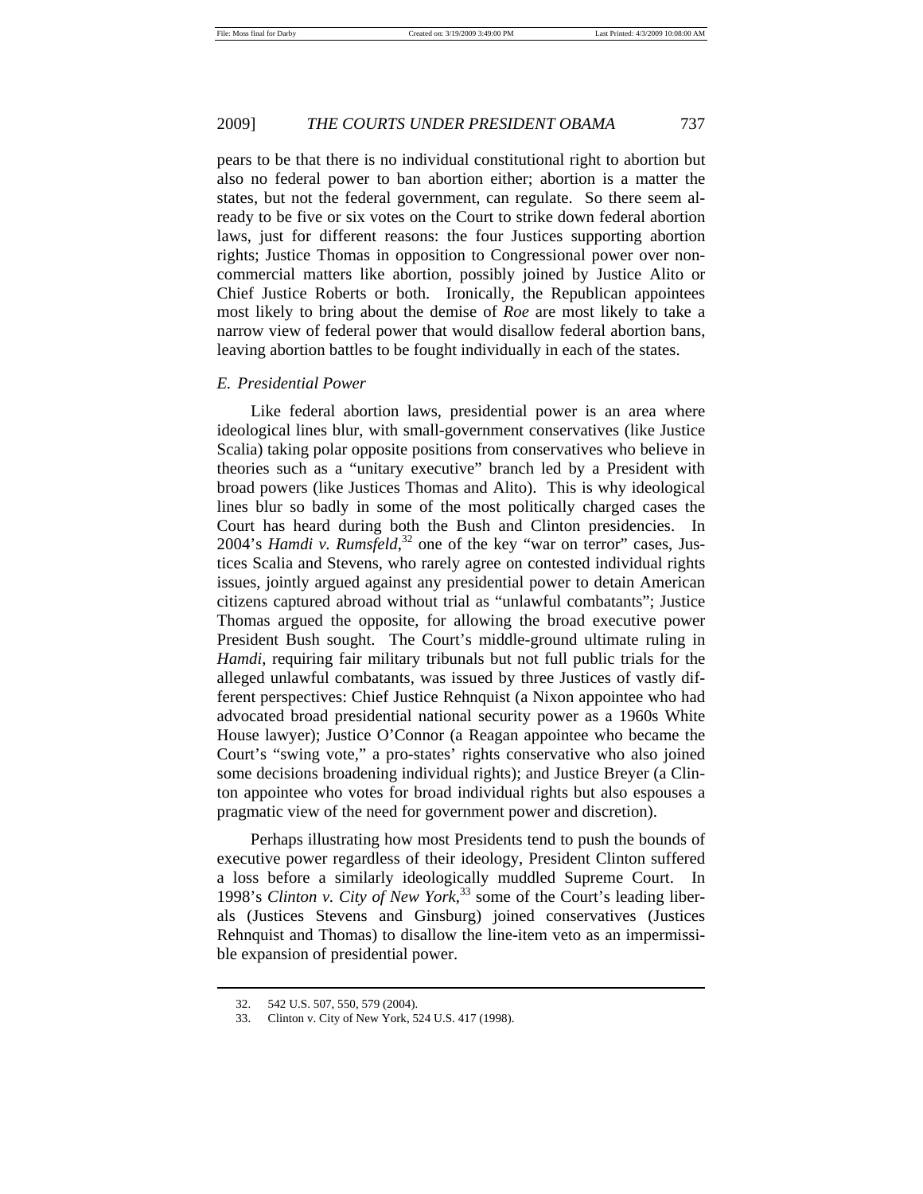pears to be that there is no individual constitutional right to abortion but also no federal power to ban abortion either; abortion is a matter the states, but not the federal government, can regulate. So there seem already to be five or six votes on the Court to strike down federal abortion laws, just for different reasons: the four Justices supporting abortion rights; Justice Thomas in opposition to Congressional power over noncommercial matters like abortion, possibly joined by Justice Alito or Chief Justice Roberts or both. Ironically, the Republican appointees most likely to bring about the demise of *Roe* are most likely to take a narrow view of federal power that would disallow federal abortion bans, leaving abortion battles to be fought individually in each of the states.

### *E. Presidential Power*

Like federal abortion laws, presidential power is an area where ideological lines blur, with small-government conservatives (like Justice Scalia) taking polar opposite positions from conservatives who believe in theories such as a "unitary executive" branch led by a President with broad powers (like Justices Thomas and Alito). This is why ideological lines blur so badly in some of the most politically charged cases the Court has heard during both the Bush and Clinton presidencies. In 2004's *Hamdi v. Rumsfeld*,[32] one of the key "war on terror" cases, Justices Scalia and Stevens, who rarely agree on contested individual rights issues, jointly argued against any presidential power to detain American citizens captured abroad without trial as "unlawful combatants"; Justice Thomas argued the opposite, for allowing the broad executive power President Bush sought. The Court's middle-ground ultimate ruling in *Hamdi*, requiring fair military tribunals but not full public trials for the alleged unlawful combatants, was issued by three Justices of vastly different perspectives: Chief Justice Rehnquist (a Nixon appointee who had advocated broad presidential national security power as a 1960s White House lawyer); Justice O'Connor (a Reagan appointee who became the Court's "swing vote," a pro-states' rights conservative who also joined some decisions broadening individual rights); and Justice Breyer (a Clinton appointee who votes for broad individual rights but also espouses a pragmatic view of the need for government power and discretion).

Perhaps illustrating how most Presidents tend to push the bounds of executive power regardless of their ideology, President Clinton suffered a loss before a similarly ideologically muddled Supreme Court. In 1998's *Clinton v. City of New York*,[33] some of the Court's leading liberals (Justices Stevens and Ginsburg) joined conservatives (Justices Rehnquist and Thomas) to disallow the line-item veto as an impermissible expansion of presidential power.

---

32. 542 U.S. 507, 550, 579 (2004).

33. Clinton v. City of New York, 524 U.S. 417 (1998).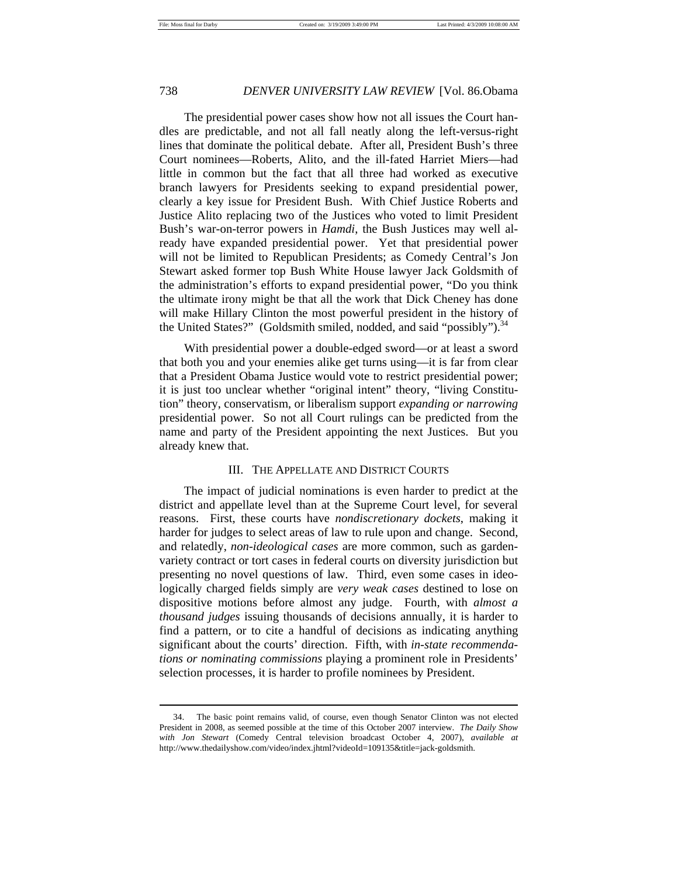The presidential power cases show how not all issues the Court handles are predictable, and not all fall neatly along the left-versus-right lines that dominate the political debate. After all, President Bush's three Court nominees—Roberts, Alito, and the ill-fated Harriet Miers—had little in common but the fact that all three had worked as executive branch lawyers for Presidents seeking to expand presidential power, clearly a key issue for President Bush. With Chief Justice Roberts and Justice Alito replacing two of the Justices who voted to limit President Bush's war-on-terror powers in *Hamdi*, the Bush Justices may well already have expanded presidential power. Yet that presidential power will not be limited to Republican Presidents; as Comedy Central's Jon Stewart asked former top Bush White House lawyer Jack Goldsmith of the administration's efforts to expand presidential power, "Do you think the ultimate irony might be that all the work that Dick Cheney has done will make Hillary Clinton the most powerful president in the history of the United States?" (Goldsmith smiled, nodded, and said "possibly").[34]

With presidential power a double-edged sword—or at least a sword that both you and your enemies alike get turns using—it is far from clear that a President Obama Justice would vote to restrict presidential power; it is just too unclear whether "original intent" theory, "living Constitution" theory, conservatism, or liberalism support *expanding or narrowing* presidential power. So not all Court rulings can be predicted from the name and party of the President appointing the next Justices. But you already knew that.

## III. THE APPELLATE AND DISTRICT COURTS

The impact of judicial nominations is even harder to predict at the district and appellate level than at the Supreme Court level, for several reasons. First, these courts have *nondiscretionary dockets*, making it harder for judges to select areas of law to rule upon and change. Second, and relatedly, *non-ideological cases* are more common, such as garden-variety contract or tort cases in federal courts on diversity jurisdiction but presenting no novel questions of law. Third, even some cases in ideologically charged fields simply are *very weak cases* destined to lose on dispositive motions before almost any judge. Fourth, with *almost a thousand judges* issuing thousands of decisions annually, it is harder to find a pattern, or to cite a handful of decisions as indicating anything significant about the courts' direction. Fifth, with *in-state recommendations or nominating commissions* playing a prominent role in Presidents' selection processes, it is harder to profile nominees by President.

---

34. The basic point remains valid, of course, even though Senator Clinton was not elected President in 2008, as seemed possible at the time of this October 2007 interview. *The Daily Show with Jon Stewart* (Comedy Central television broadcast October 4, 2007), *available at* http://www.thedailyshow.com/video/index.jhtml?videoId=109135&title=jack-goldsmith.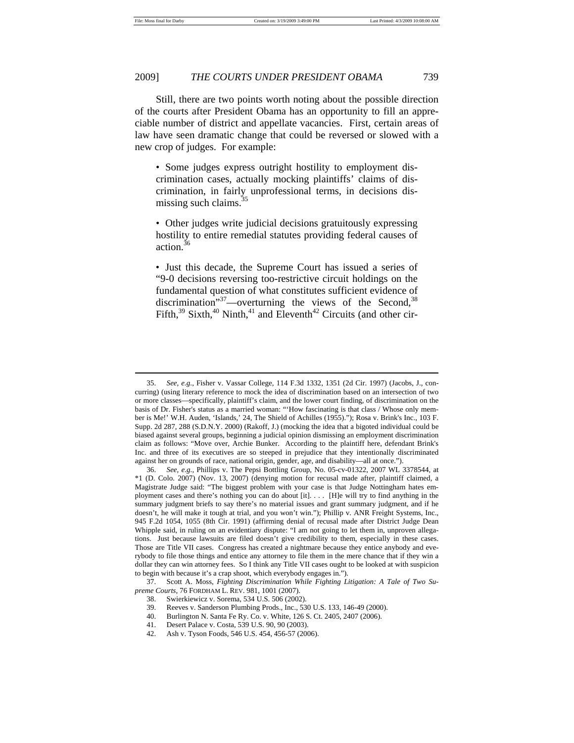Still, there are two points worth noting about the possible direction of the courts after President Obama has an opportunity to fill an appreciable number of district and appellate vacancies. First, certain areas of law have seen dramatic change that could be reversed or slowed with a new crop of judges. For example:

> • Some judges express outright hostility to employment discrimination cases, actually mocking plaintiffs' claims of discrimination, in fairly unprofessional terms, in decisions dismissing such claims.[35]
>
> • Other judges write judicial decisions gratuitously expressing hostility to entire remedial statutes providing federal causes of action.[36]
>
> • Just this decade, the Supreme Court has issued a series of "9-0 decisions reversing too-restrictive circuit holdings on the fundamental question of what constitutes sufficient evidence of discrimination"[37]—overturning the views of the Second,[38] Fifth,[39] Sixth,[40] Ninth,[41] and Eleventh[42] Circuits (and other cir-

---

35. *See, e.g.*, Fisher v. Vassar College, 114 F.3d 1332, 1351 (2d Cir. 1997) (Jacobs, J., concurring) (using literary reference to mock the idea of discrimination based on an intersection of two or more classes—specifically, plaintiff's claim, and the lower court finding, of discrimination on the basis of Dr. Fisher's status as a married woman: "'How fascinating is that class / Whose only member is Me!' W.H. Auden, 'Islands,' 24, The Shield of Achilles (1955)."); Rosa v. Brink's Inc., 103 F. Supp. 2d 287, 288 (S.D.N.Y. 2000) (Rakoff, J.) (mocking the idea that a bigoted individual could be biased against several groups, beginning a judicial opinion dismissing an employment discrimination claim as follows: "Move over, Archie Bunker. According to the plaintiff here, defendant Brink's Inc. and three of its executives are so steeped in prejudice that they intentionally discriminated against her on grounds of race, national origin, gender, age, and disability—all at once.").

36. *See, e.g.*, Phillips v. The Pepsi Bottling Group, No. 05-cv-01322, 2007 WL 3378544, at \*1 (D. Colo. 2007) (Nov. 13, 2007) (denying motion for recusal made after, plaintiff claimed, a Magistrate Judge said: "The biggest problem with your case is that Judge Nottingham hates employment cases and there's nothing you can do about [it]. . . . [H]e will try to find anything in the summary judgment briefs to say there's no material issues and grant summary judgment, and if he doesn't, he will make it tough at trial, and you won't win."); Phillip v. ANR Freight Systems, Inc., 945 F.2d 1054, 1055 (8th Cir. 1991) (affirming denial of recusal made after District Judge Dean Whipple said, in ruling on an evidentiary dispute: "I am not going to let them in, unproven allegations. Just because lawsuits are filed doesn't give credibility to them, especially in these cases. Those are Title VII cases. Congress has created a nightmare because they entice anybody and everybody to file those things and entice any attorney to file them in the mere chance that if they win a dollar they can win attorney fees. So I think any Title VII cases ought to be looked at with suspicion to begin with because it's a crap shoot, which everybody engages in.").

37. Scott A. Moss, *Fighting Discrimination While Fighting Litigation: A Tale of Two Supreme Courts*, 76 FORDHAM L. REV. 981, 1001 (2007).

38. Swierkiewicz v. Sorema, 534 U.S. 506 (2002).

39. Reeves v. Sanderson Plumbing Prods., Inc., 530 U.S. 133, 146-49 (2000).

40. Burlington N. Santa Fe Ry. Co. v. White, 126 S. Ct. 2405, 2407 (2006).

41. Desert Palace v. Costa, 539 U.S. 90, 90 (2003).

42. Ash v. Tyson Foods, 546 U.S. 454, 456-57 (2006).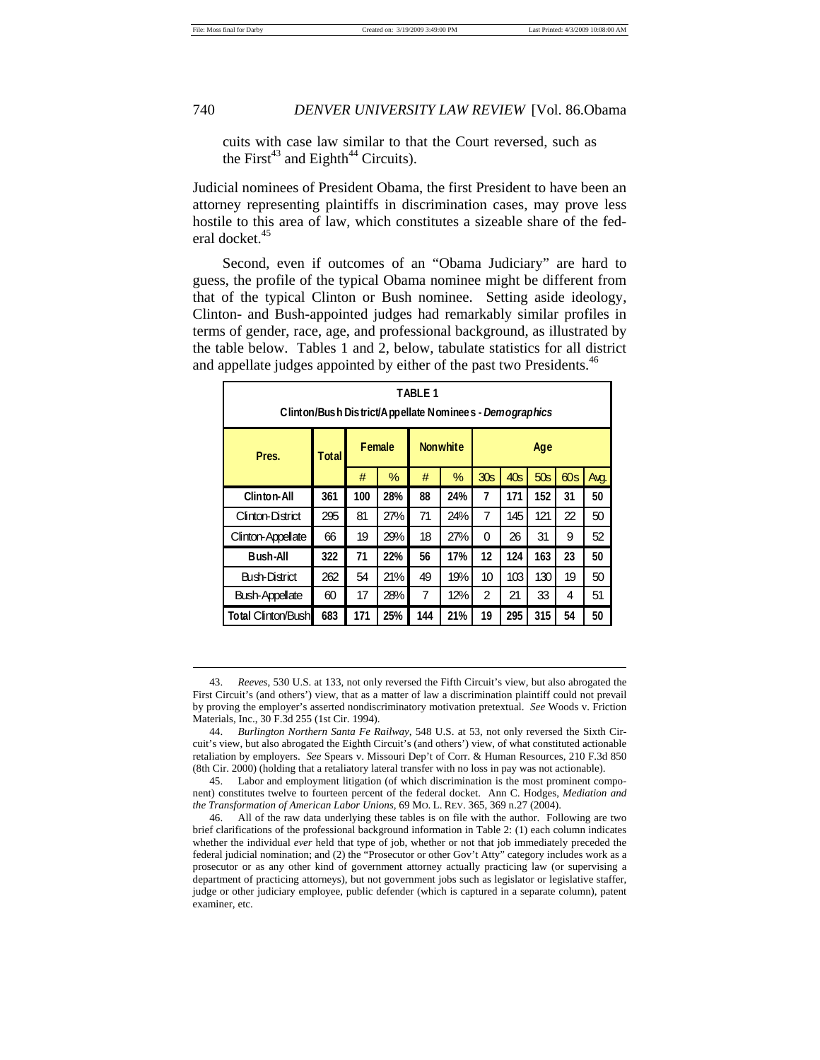cuits with case law similar to that the Court reversed, such as the First[43] and Eighth[44] Circuits).

Judicial nominees of President Obama, the first President to have been an attorney representing plaintiffs in discrimination cases, may prove less hostile to this area of law, which constitutes a sizeable share of the federal docket.[45]

Second, even if outcomes of an "Obama Judiciary" are hard to guess, the profile of the typical Obama nominee might be different from that of the typical Clinton or Bush nominee. Setting aside ideology, Clinton- and Bush-appointed judges had remarkably similar profiles in terms of gender, race, age, and professional background, as illustrated by the table below. Tables 1 and 2, below, tabulate statistics for all district and appellate judges appointed by either of the past two Presidents.[46]

**TABLE 1**
**Clinton/Bush District/Appellate Nominees - *Demographics***

| Pres. | Total | Female | | Nonwhite | | Age | | | | |
|---|---|---|---|---|---|---|---|---|---|---|
| | | # | % | # | % | 30s | 40s | 50s | 60s | Avg. |
| **Clinton-All** | **361** | **100** | **28%** | **88** | **24%** | **7** | **171** | **152** | **31** | **50** |
| Clinton-District | 295 | 81 | 27% | 71 | 24% | 7 | 145 | 121 | 22 | 50 |
| Clinton-Appellate | 66 | 19 | 29% | 18 | 27% | 0 | 26 | 31 | 9 | 52 |
| **Bush-All** | **322** | **71** | **22%** | **56** | **17%** | **12** | **124** | **163** | **23** | **50** |
| Bush-District | 262 | 54 | 21% | 49 | 19% | 10 | 103 | 130 | 19 | 50 |
| Bush-Appellate | 60 | 17 | 28% | 7 | 12% | 2 | 21 | 33 | 4 | 51 |
| **Total Clinton/Bush** | **683** | **171** | **25%** | **144** | **21%** | **19** | **295** | **315** | **54** | **50** |

---

43. *Reeves*, 530 U.S. at 133, not only reversed the Fifth Circuit's view, but also abrogated the First Circuit's (and others') view, that as a matter of law a discrimination plaintiff could not prevail by proving the employer's asserted nondiscriminatory motivation pretextual. *See* Woods v. Friction Materials, Inc., 30 F.3d 255 (1st Cir. 1994).

44. *Burlington Northern Santa Fe Railway*, 548 U.S. at 53, not only reversed the Sixth Circuit's view, but also abrogated the Eighth Circuit's (and others') view, of what constituted actionable retaliation by employers. *See* Spears v. Missouri Dep't of Corr. & Human Resources, 210 F.3d 850 (8th Cir. 2000) (holding that a retaliatory lateral transfer with no loss in pay was not actionable).

45. Labor and employment litigation (of which discrimination is the most prominent component) constitutes twelve to fourteen percent of the federal docket. Ann C. Hodges, *Mediation and the Transformation of American Labor Unions*, 69 MO. L. REV. 365, 369 n.27 (2004).

46. All of the raw data underlying these tables is on file with the author. Following are two brief clarifications of the professional background information in Table 2: (1) each column indicates whether the individual *ever* held that type of job, whether or not that job immediately preceded the federal judicial nomination; and (2) the "Prosecutor or other Gov't Atty" category includes work as a prosecutor or as any other kind of government attorney actually practicing law (or supervising a department of practicing attorneys), but not government jobs such as legislator or legislative staffer, judge or other judiciary employee, public defender (which is captured in a separate column), patent examiner, etc.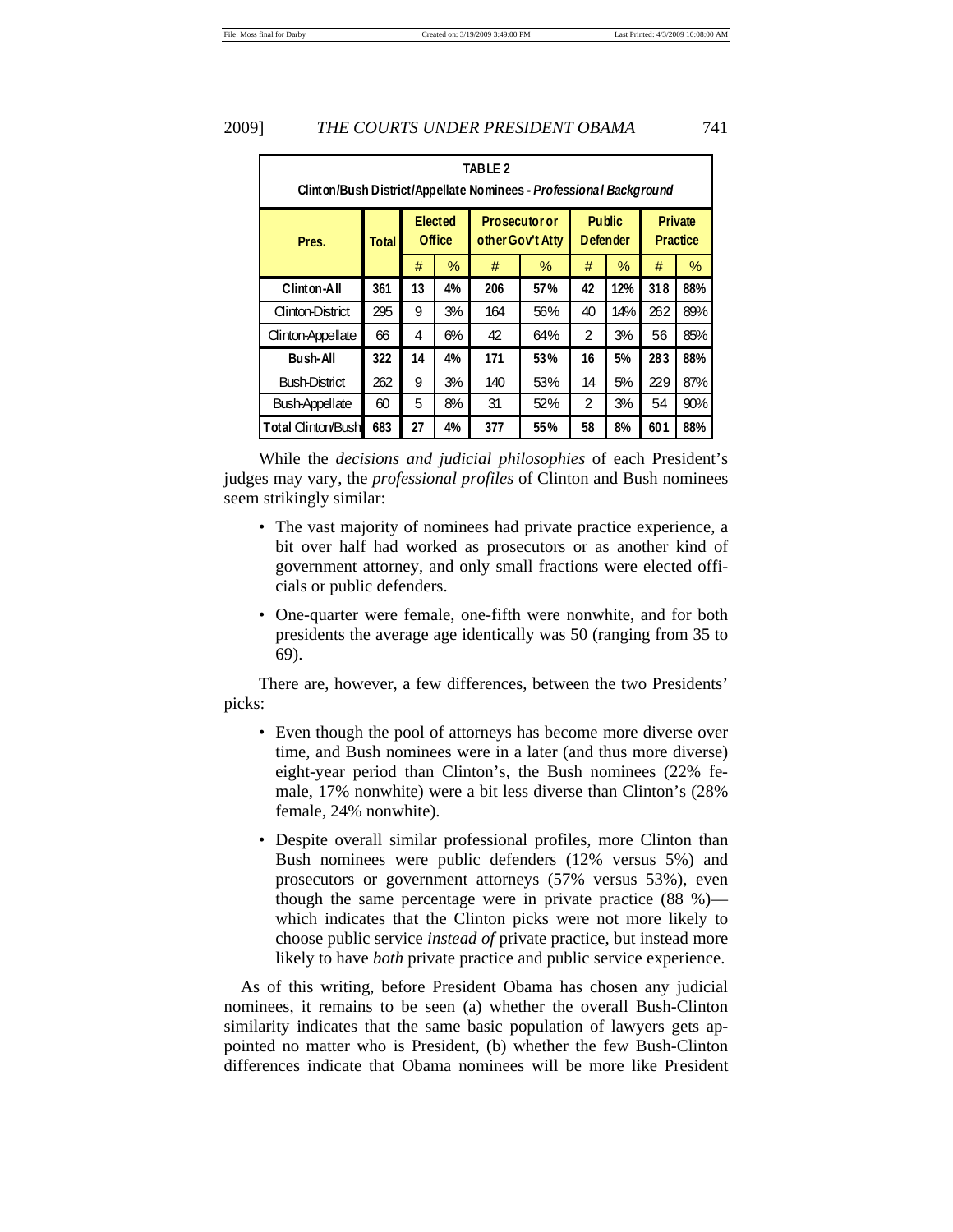| TABLE 2<br>Clinton/Bush District/Appellate Nominees - *Professional Background* | | | | | | | | | | |
|---|---|---|---|---|---|---|---|---|---|---|
| Pres. | Total | Elected Office | | Prosecutor or other Gov't Atty | | Public Defender | | Private Practice | |
| | | # | % | # | % | # | % | # | % |
| **Clinton-All** | **361** | **13** | **4%** | **206** | **57%** | **42** | **12%** | **318** | **88%** |
| Clinton-District | 295 | 9 | 3% | 164 | 56% | 40 | 14% | 262 | 89% |
| Clinton-Appellate | 66 | 4 | 6% | 42 | 64% | 2 | 3% | 56 | 85% |
| **Bush-All** | **322** | **14** | **4%** | **171** | **53%** | **16** | **5%** | **283** | **88%** |
| Bush-District | 262 | 9 | 3% | 140 | 53% | 14 | 5% | 229 | 87% |
| Bush-Appellate | 60 | 5 | 8% | 31 | 52% | 2 | 3% | 54 | 90% |
| **Total Clinton/Bush** | **683** | **27** | **4%** | **377** | **55%** | **58** | **8%** | **601** | **88%** |

While the *decisions and judicial philosophies* of each President's judges may vary, the *professional profiles* of Clinton and Bush nominees seem strikingly similar:

- The vast majority of nominees had private practice experience, a bit over half had worked as prosecutors or as another kind of government attorney, and only small fractions were elected officials or public defenders.
- One-quarter were female, one-fifth were nonwhite, and for both presidents the average age identically was 50 (ranging from 35 to 69).

There are, however, a few differences, between the two Presidents' picks:

- Even though the pool of attorneys has become more diverse over time, and Bush nominees were in a later (and thus more diverse) eight-year period than Clinton's, the Bush nominees (22% female, 17% nonwhite) were a bit less diverse than Clinton's (28% female, 24% nonwhite).
- Despite overall similar professional profiles, more Clinton than Bush nominees were public defenders (12% versus 5%) and prosecutors or government attorneys (57% versus 53%), even though the same percentage were in private practice (88 %)—which indicates that the Clinton picks were not more likely to choose public service *instead of* private practice, but instead more likely to have *both* private practice and public service experience.

As of this writing, before President Obama has chosen any judicial nominees, it remains to be seen (a) whether the overall Bush-Clinton similarity indicates that the same basic population of lawyers gets appointed no matter who is President, (b) whether the few Bush-Clinton differences indicate that Obama nominees will be more like President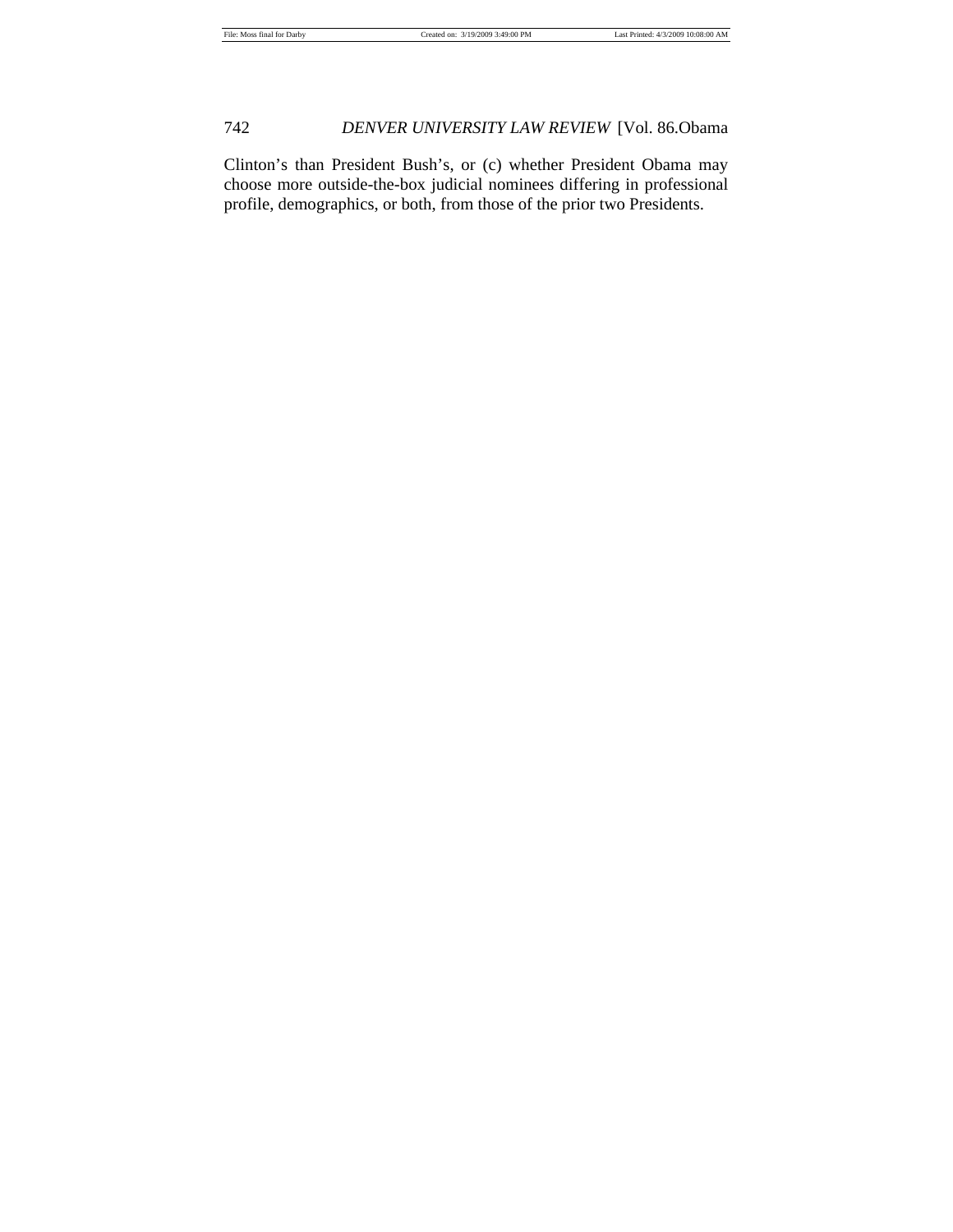Clinton's than President Bush's, or (c) whether President Obama may choose more outside-the-box judicial nominees differing in professional profile, demographics, or both, from those of the prior two Presidents.